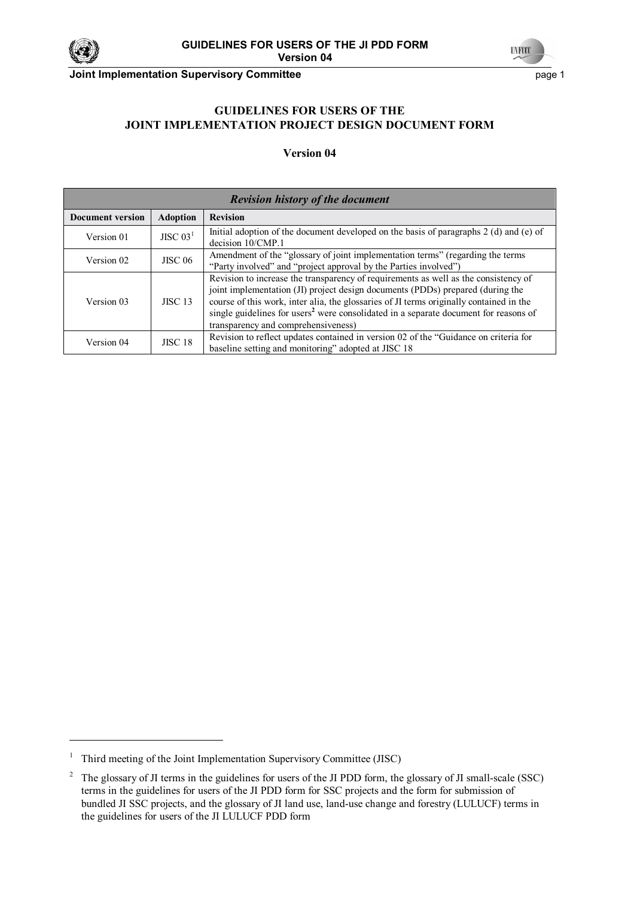# GUIDELINES FOR USERS OF THE JOINT IMPLEMENTATION PROJECT DESIGN DOCUMENT FORM

## Version 04

| ***Revision history of the document*** | | |
|---|---|---|
| **Document version** | **Adoption** | **Revision** |
| Version 01 | JISC 03[1] | Initial adoption of the document developed on the basis of paragraphs 2 (d) and (e) of decision 10/CMP.1 |
| Version 02 | JISC 06 | Amendment of the "glossary of joint implementation terms" (regarding the terms "Party involved" and "project approval by the Parties involved") |
| Version 03 | JISC 13 | Revision to increase the transparency of requirements as well as the consistency of joint implementation (JI) project design documents (PDDs) prepared (during the course of this work, inter alia, the glossaries of JI terms originally contained in the single guidelines for users[2] were consolidated in a separate document for reasons of transparency and comprehensiveness) |
| Version 04 | JISC 18 | Revision to reflect updates contained in version 02 of the "Guidance on criteria for baseline setting and monitoring" adopted at JISC 18 |

[1] Third meeting of the Joint Implementation Supervisory Committee (JISC)

[2] The glossary of JI terms in the guidelines for users of the JI PDD form, the glossary of JI small-scale (SSC) terms in the guidelines for users of the JI PDD form for SSC projects and the form for submission of bundled JI SSC projects, and the glossary of JI land use, land-use change and forestry (LULUCF) terms in the guidelines for users of the JI LULUCF PDD form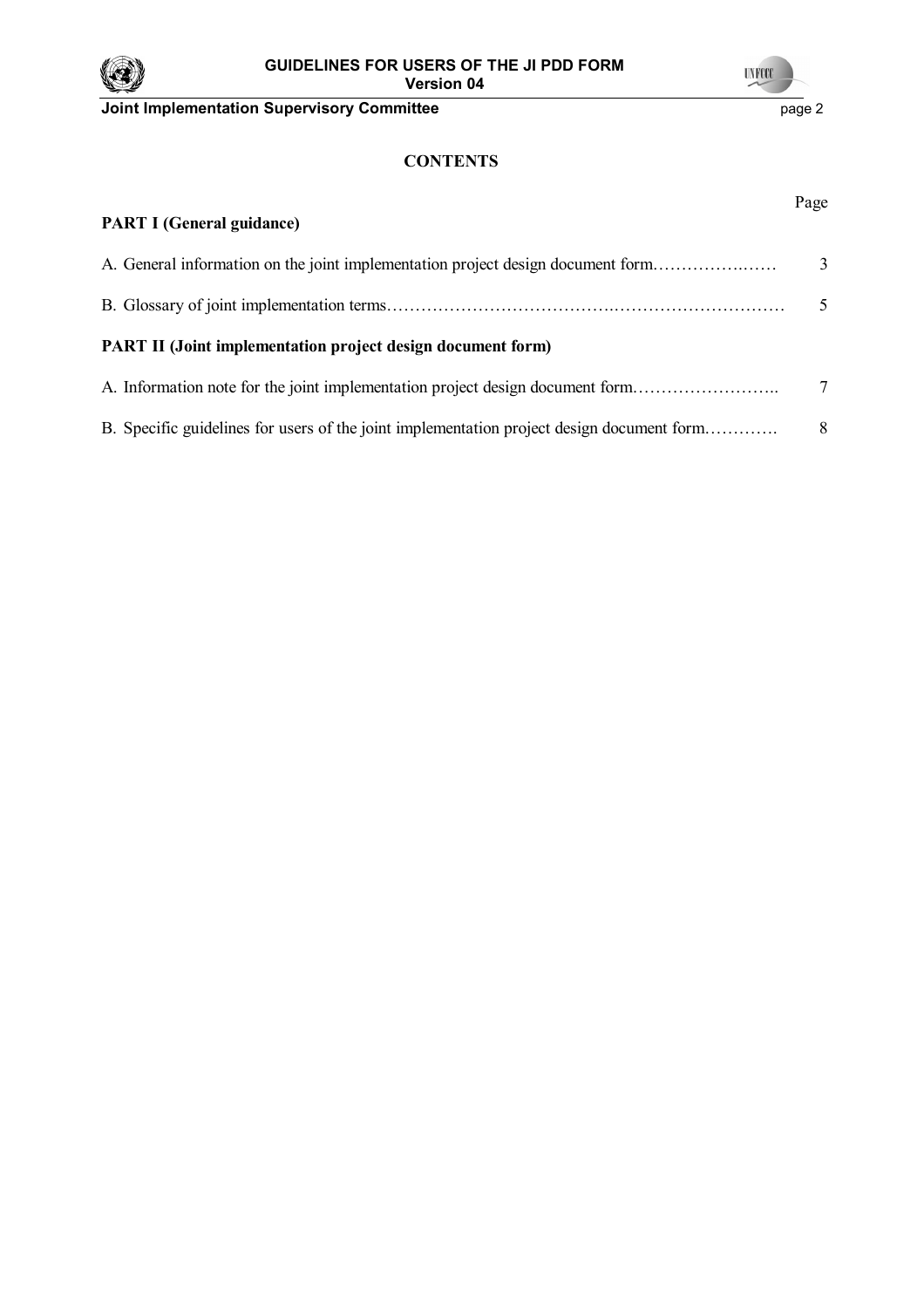## CONTENTS

| | Page |
|---|---|
| **PART I (General guidance)** | |
| A. General information on the joint implementation project design document form | 3 |
| B. Glossary of joint implementation terms | 5 |
| **PART II (Joint implementation project design document form)** | |
| A. Information note for the joint implementation project design document form | 7 |
| B. Specific guidelines for users of the joint implementation project design document form | 8 |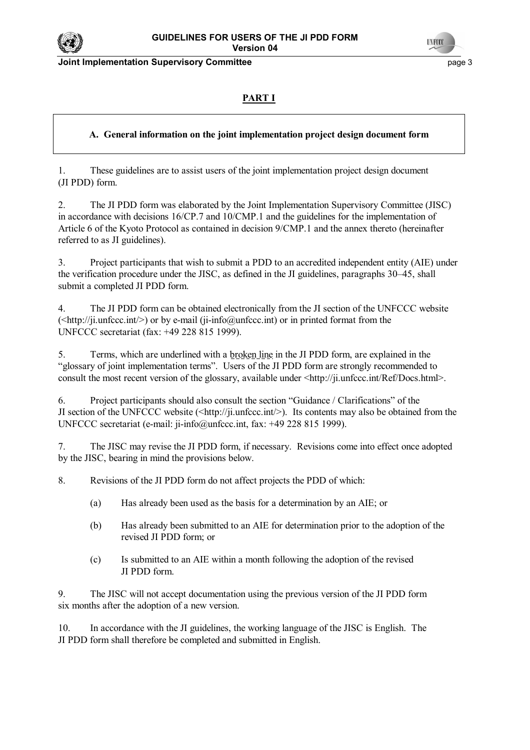## PART I

### A. General information on the joint implementation project design document form

1. These guidelines are to assist users of the joint implementation project design document (JI PDD) form.

2. The JI PDD form was elaborated by the Joint Implementation Supervisory Committee (JISC) in accordance with decisions 16/CP.7 and 10/CMP.1 and the guidelines for the implementation of Article 6 of the Kyoto Protocol as contained in decision 9/CMP.1 and the annex thereto (hereinafter referred to as JI guidelines).

3. Project participants that wish to submit a PDD to an accredited independent entity (AIE) under the verification procedure under the JISC, as defined in the JI guidelines, paragraphs 30–45, shall submit a completed JI PDD form.

4. The JI PDD form can be obtained electronically from the JI section of the UNFCCC website (<http://ji.unfccc.int/>) or by e-mail (ji-info@unfccc.int) or in printed format from the UNFCCC secretariat (fax: +49 228 815 1999).

5. Terms, which are underlined with a broken line in the JI PDD form, are explained in the "glossary of joint implementation terms". Users of the JI PDD form are strongly recommended to consult the most recent version of the glossary, available under <http://ji.unfccc.int/Ref/Docs.html>.

6. Project participants should also consult the section "Guidance / Clarifications" of the JI section of the UNFCCC website (<http://ji.unfccc.int/>). Its contents may also be obtained from the UNFCCC secretariat (e-mail: ji-info@unfccc.int, fax: +49 228 815 1999).

7. The JISC may revise the JI PDD form, if necessary. Revisions come into effect once adopted by the JISC, bearing in mind the provisions below.

8. Revisions of the JI PDD form do not affect projects the PDD of which:

   (a) Has already been used as the basis for a determination by an AIE; or

   (b) Has already been submitted to an AIE for determination prior to the adoption of the revised JI PDD form; or

   (c) Is submitted to an AIE within a month following the adoption of the revised JI PDD form.

9. The JISC will not accept documentation using the previous version of the JI PDD form six months after the adoption of a new version.

10. In accordance with the JI guidelines, the working language of the JISC is English. The JI PDD form shall therefore be completed and submitted in English.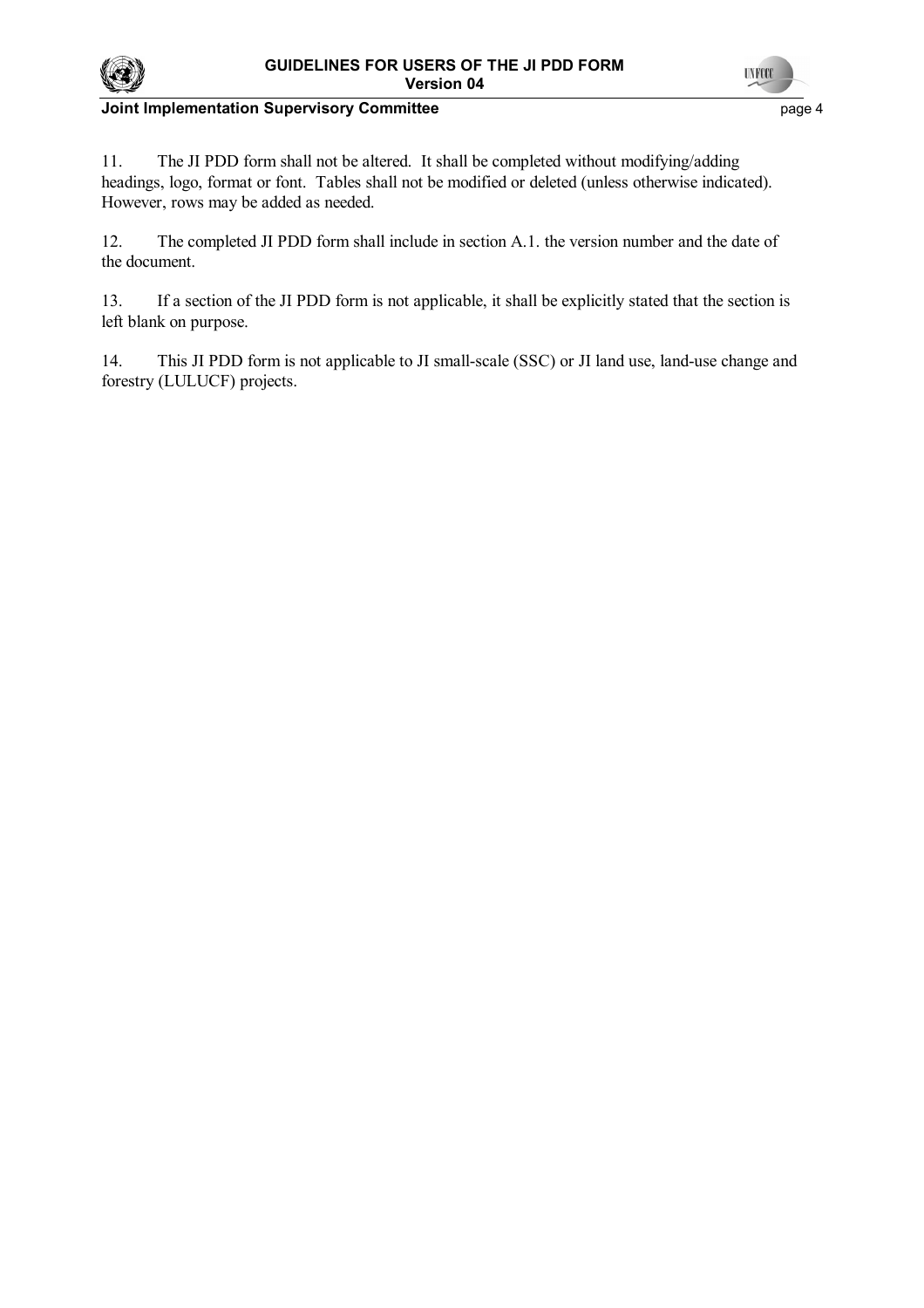11. The JI PDD form shall not be altered. It shall be completed without modifying/adding headings, logo, format or font. Tables shall not be modified or deleted (unless otherwise indicated). However, rows may be added as needed.

12. The completed JI PDD form shall include in section A.1. the version number and the date of the document.

13. If a section of the JI PDD form is not applicable, it shall be explicitly stated that the section is left blank on purpose.

14. This JI PDD form is not applicable to JI small-scale (SSC) or JI land use, land-use change and forestry (LULUCF) projects.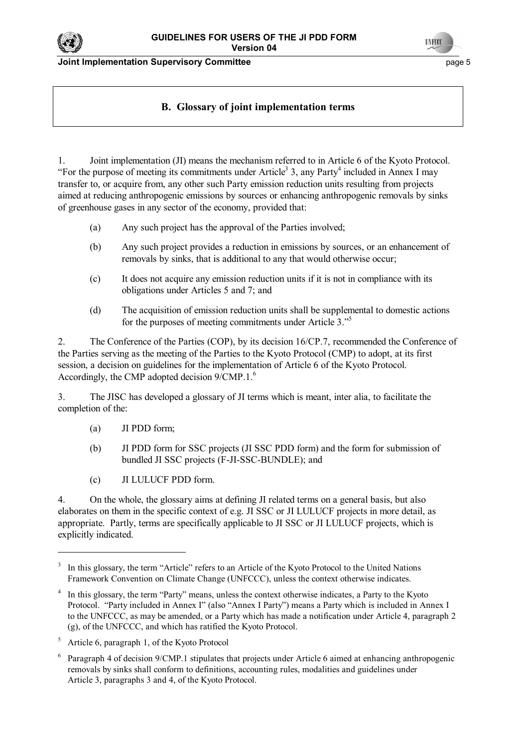## B. Glossary of joint implementation terms

1. Joint implementation (JI) means the mechanism referred to in Article 6 of the Kyoto Protocol. "For the purpose of meeting its commitments under Article[3] 3, any Party[4] included in Annex I may transfer to, or acquire from, any other such Party emission reduction units resulting from projects aimed at reducing anthropogenic emissions by sources or enhancing anthropogenic removals by sinks of greenhouse gases in any sector of the economy, provided that:

   (a) Any such project has the approval of the Parties involved;

   (b) Any such project provides a reduction in emissions by sources, or an enhancement of removals by sinks, that is additional to any that would otherwise occur;

   (c) It does not acquire any emission reduction units if it is not in compliance with its obligations under Articles 5 and 7; and

   (d) The acquisition of emission reduction units shall be supplemental to domestic actions for the purposes of meeting commitments under Article 3."[5]

2. The Conference of the Parties (COP), by its decision 16/CP.7, recommended the Conference of the Parties serving as the meeting of the Parties to the Kyoto Protocol (CMP) to adopt, at its first session, a decision on guidelines for the implementation of Article 6 of the Kyoto Protocol. Accordingly, the CMP adopted decision 9/CMP.1.[6]

3. The JISC has developed a glossary of JI terms which is meant, inter alia, to facilitate the completion of the:

   (a) JI PDD form;

   (b) JI PDD form for SSC projects (JI SSC PDD form) and the form for submission of bundled JI SSC projects (F-JI-SSC-BUNDLE); and

   (c) JI LULUCF PDD form.

4. On the whole, the glossary aims at defining JI related terms on a general basis, but also elaborates on them in the specific context of e.g. JI SSC or JI LULUCF projects in more detail, as appropriate. Partly, terms are specifically applicable to JI SSC or JI LULUCF projects, which is explicitly indicated.

---

[3] In this glossary, the term "Article" refers to an Article of the Kyoto Protocol to the United Nations Framework Convention on Climate Change (UNFCCC), unless the context otherwise indicates.

[4] In this glossary, the term "Party" means, unless the context otherwise indicates, a Party to the Kyoto Protocol. "Party included in Annex I" (also "Annex I Party") means a Party which is included in Annex I to the UNFCCC, as may be amended, or a Party which has made a notification under Article 4, paragraph 2 (g), of the UNFCCC, and which has ratified the Kyoto Protocol.

[5] Article 6, paragraph 1, of the Kyoto Protocol

[6] Paragraph 4 of decision 9/CMP.1 stipulates that projects under Article 6 aimed at enhancing anthropogenic removals by sinks shall conform to definitions, accounting rules, modalities and guidelines under Article 3, paragraphs 3 and 4, of the Kyoto Protocol.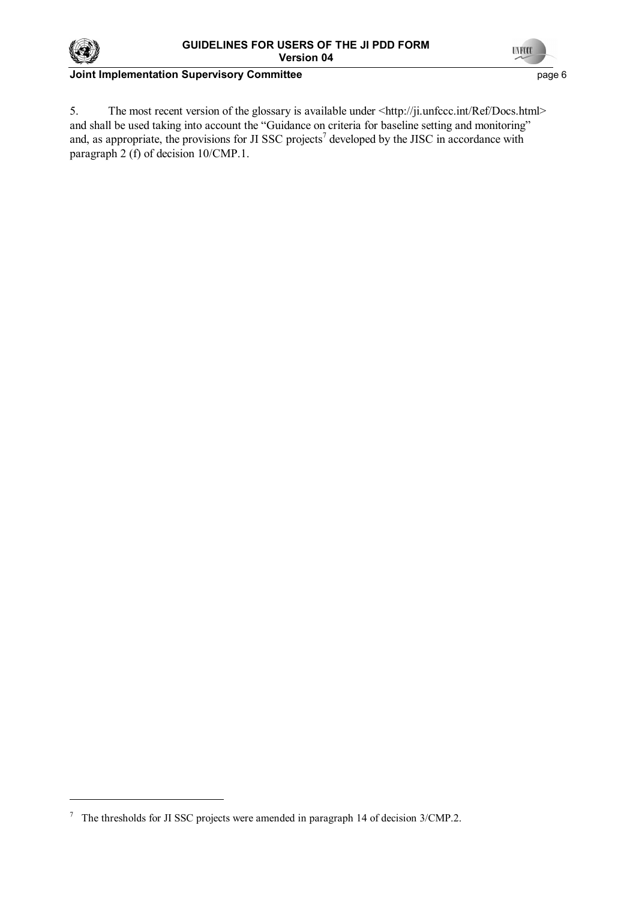5. The most recent version of the glossary is available under <http://ji.unfccc.int/Ref/Docs.html> and shall be used taking into account the "Guidance on criteria for baseline setting and monitoring" and, as appropriate, the provisions for JI SSC projects[7] developed by the JISC in accordance with paragraph 2 (f) of decision 10/CMP.1.

[7] The thresholds for JI SSC projects were amended in paragraph 14 of decision 3/CMP.2.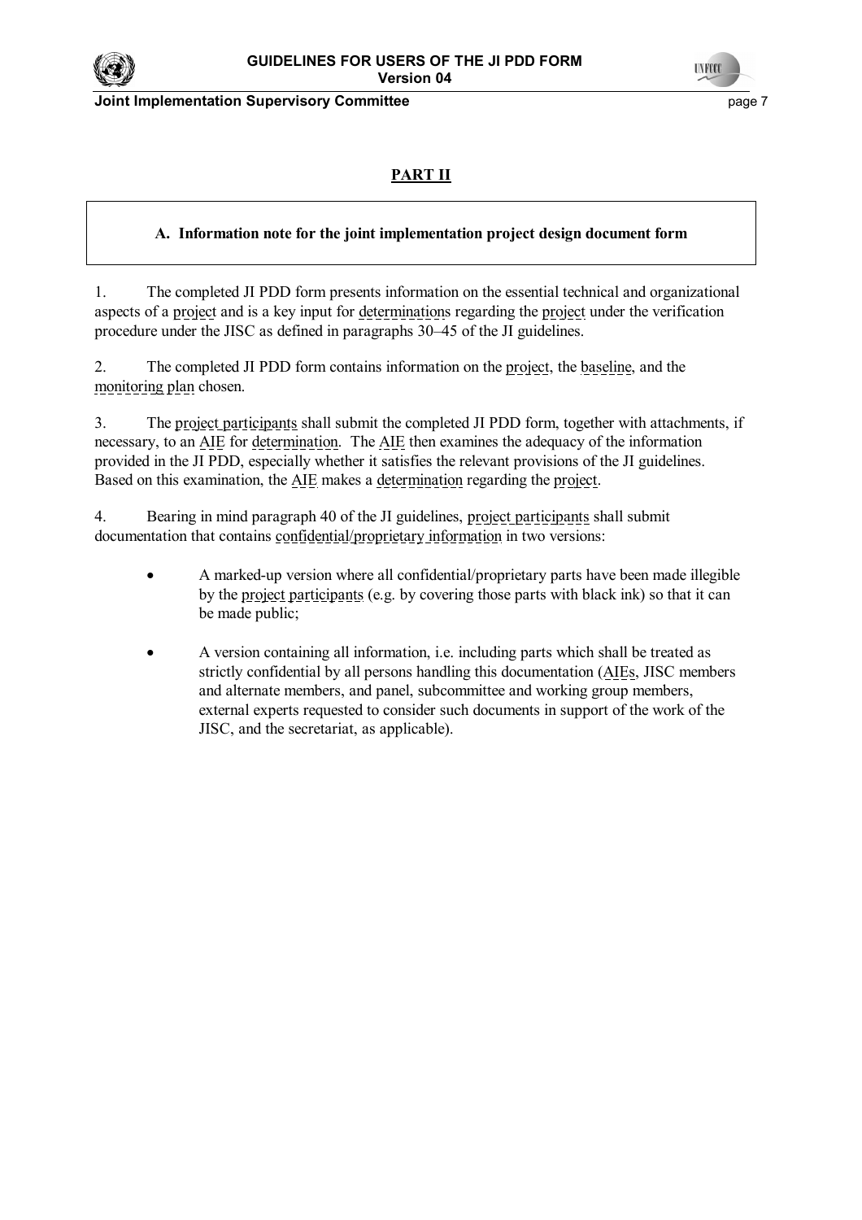## PART II

### A. Information note for the joint implementation project design document form

1. The completed JI PDD form presents information on the essential technical and organizational aspects of a project and is a key input for determinations regarding the project under the verification procedure under the JISC as defined in paragraphs 30–45 of the JI guidelines.

2. The completed JI PDD form contains information on the project, the baseline, and the monitoring plan chosen.

3. The project participants shall submit the completed JI PDD form, together with attachments, if necessary, to an AIE for determination. The AIE then examines the adequacy of the information provided in the JI PDD, especially whether it satisfies the relevant provisions of the JI guidelines. Based on this examination, the AIE makes a determination regarding the project.

4. Bearing in mind paragraph 40 of the JI guidelines, project participants shall submit documentation that contains confidential/proprietary information in two versions:

- A marked-up version where all confidential/proprietary parts have been made illegible by the project participants (e.g. by covering those parts with black ink) so that it can be made public;
- A version containing all information, i.e. including parts which shall be treated as strictly confidential by all persons handling this documentation (AIEs, JISC members and alternate members, and panel, subcommittee and working group members, external experts requested to consider such documents in support of the work of the JISC, and the secretariat, as applicable).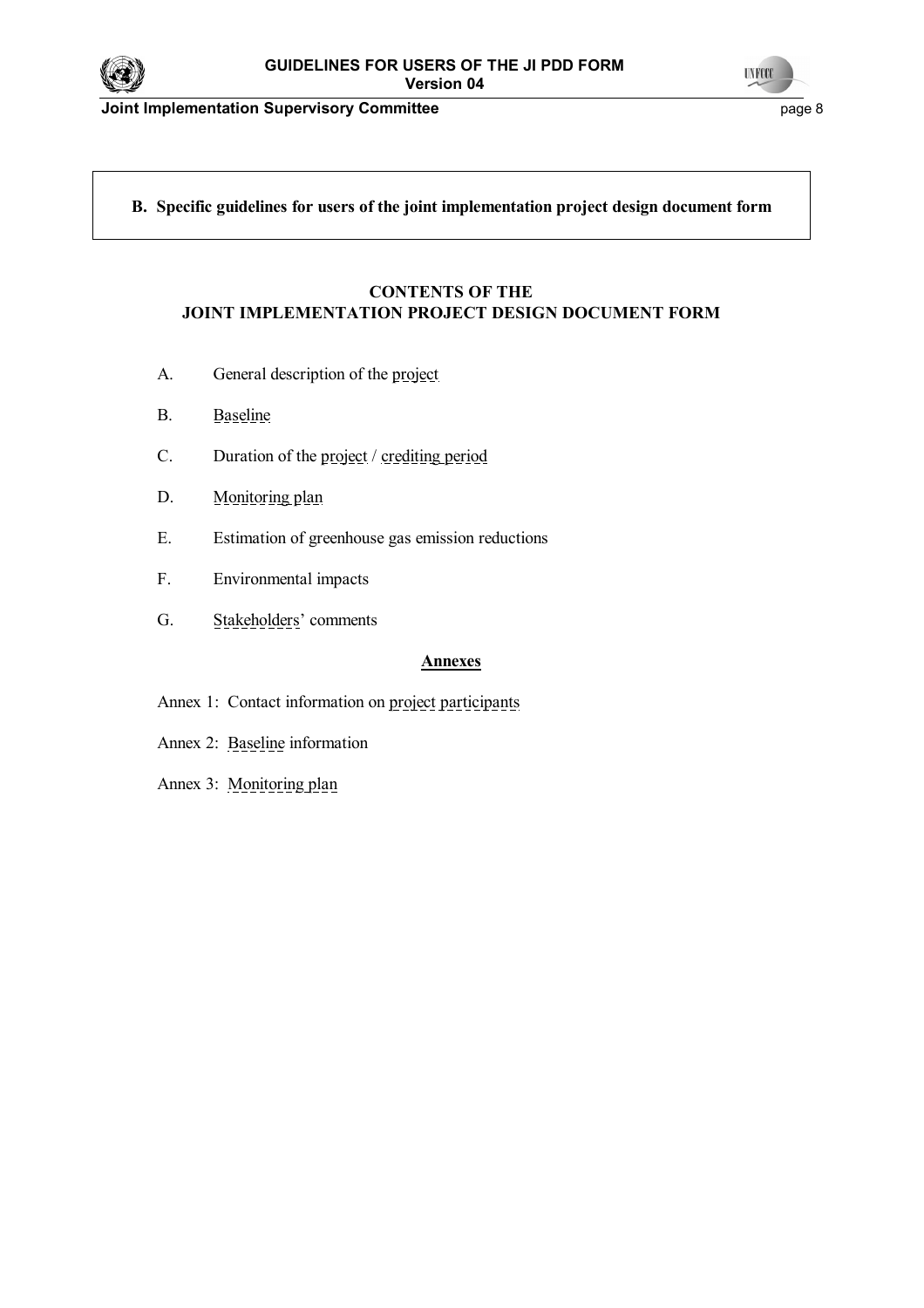## B. Specific guidelines for users of the joint implementation project design document form

### CONTENTS OF THE JOINT IMPLEMENTATION PROJECT DESIGN DOCUMENT FORM

A. General description of the project

B. Baseline

C. Duration of the project / crediting period

D. Monitoring plan

E. Estimation of greenhouse gas emission reductions

F. Environmental impacts

G. Stakeholders' comments

**Annexes**

Annex 1: Contact information on project participants

Annex 2: Baseline information

Annex 3: Monitoring plan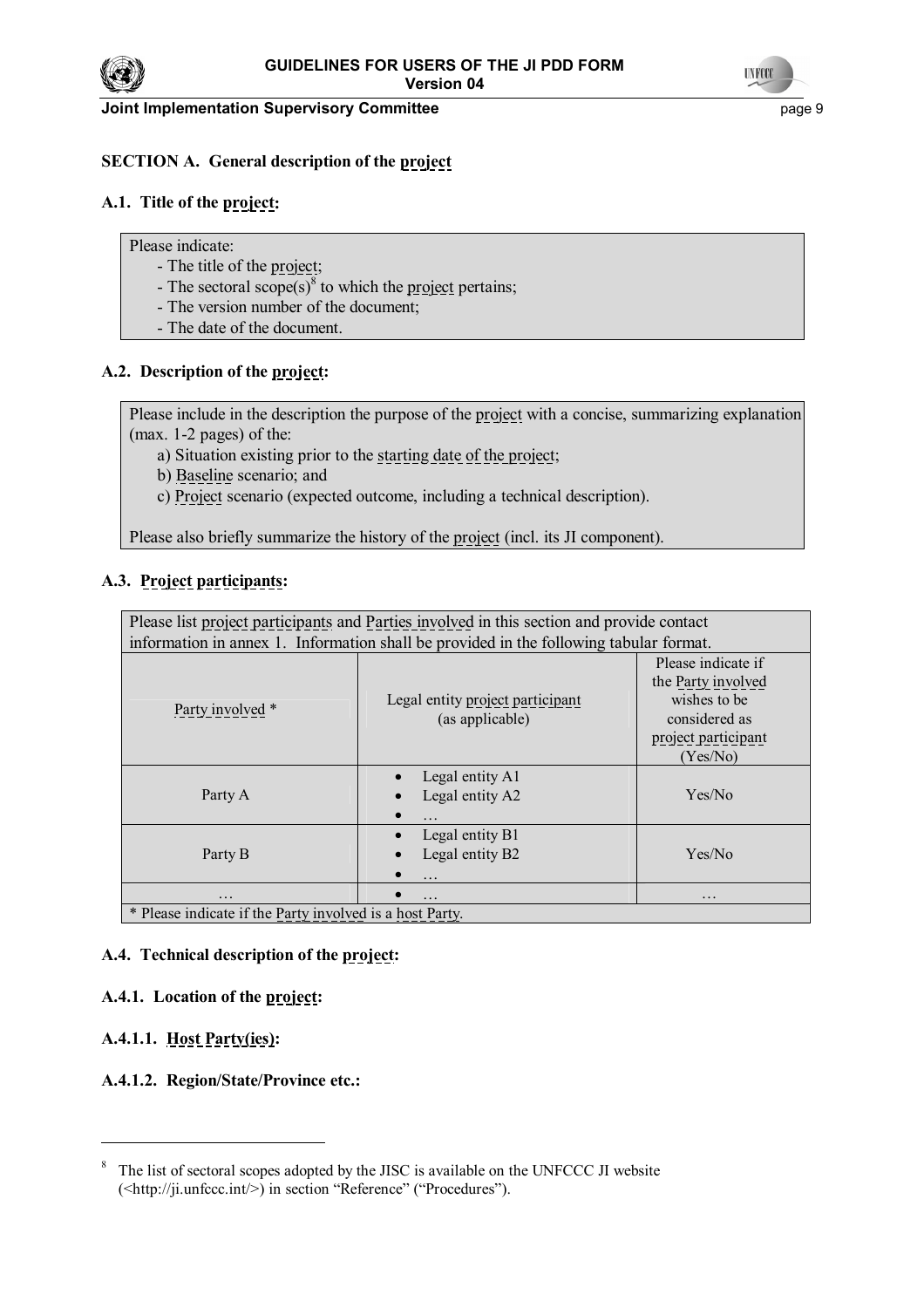## SECTION A. General description of the project

### A.1. Title of the project:

Please indicate:
- The title of the project;
- The sectoral scope(s)[8] to which the project pertains;
- The version number of the document;
- The date of the document.

### A.2. Description of the project:

Please include in the description the purpose of the project with a concise, summarizing explanation (max. 1-2 pages) of the:

a) Situation existing prior to the starting date of the project;
b) Baseline scenario; and
c) Project scenario (expected outcome, including a technical description).

Please also briefly summarize the history of the project (incl. its JI component).

### A.3. Project participants:

Please list project participants and Parties involved in this section and provide contact information in annex 1. Information shall be provided in the following tabular format.

| Party involved * | Legal entity project participant (as applicable) | Please indicate if the Party involved wishes to be considered as project participant (Yes/No) |
|---|---|---|
| Party A | • Legal entity A1<br>• Legal entity A2<br>• … | Yes/No |
| Party B | • Legal entity B1<br>• Legal entity B2<br>• … | Yes/No |
| … | • … | … |

\* Please indicate if the Party involved is a host Party.

### A.4. Technical description of the project:

#### A.4.1. Location of the project:

##### A.4.1.1. Host Party(ies):

##### A.4.1.2. Region/State/Province etc.:

---

[8] The list of sectoral scopes adopted by the JISC is available on the UNFCCC JI website (<http://ji.unfccc.int/>) in section "Reference" ("Procedures").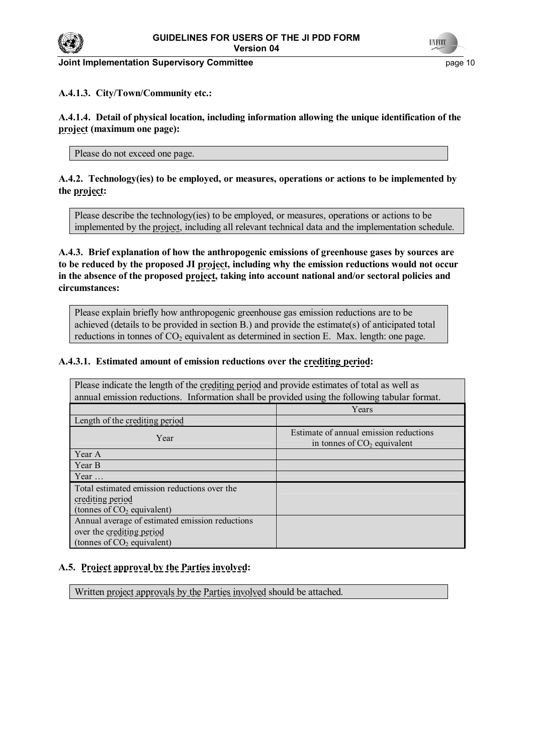**A.4.1.3. City/Town/Community etc.:**

**A.4.1.4. Detail of physical location, including information allowing the unique identification of the project (maximum one page):**

Please do not exceed one page.

**A.4.2. Technology(ies) to be employed, or measures, operations or actions to be implemented by the project:**

Please describe the technology(ies) to be employed, or measures, operations or actions to be implemented by the project, including all relevant technical data and the implementation schedule.

**A.4.3. Brief explanation of how the anthropogenic emissions of greenhouse gases by sources are to be reduced by the proposed JI project, including why the emission reductions would not occur in the absence of the proposed project, taking into account national and/or sectoral policies and circumstances:**

Please explain briefly how anthropogenic greenhouse gas emission reductions are to be achieved (details to be provided in section B.) and provide the estimate(s) of anticipated total reductions in tonnes of $CO_2$ equivalent as determined in section E. Max. length: one page.

**A.4.3.1. Estimated amount of emission reductions over the crediting period:**

Please indicate the length of the crediting period and provide estimates of total as well as annual emission reductions. Information shall be provided using the following tabular format.

| | Years |
|---|---|
| Length of the crediting period | |
| Year | Estimate of annual emission reductions in tonnes of $CO_2$ equivalent |
| Year A | |
| Year B | |
| Year … | |
| Total estimated emission reductions over the crediting period (tonnes of $CO_2$ equivalent) | |
| Annual average of estimated emission reductions over the crediting period (tonnes of $CO_2$ equivalent) | |

**A.5. Project approval by the Parties involved:**

Written project approvals by the Parties involved should be attached.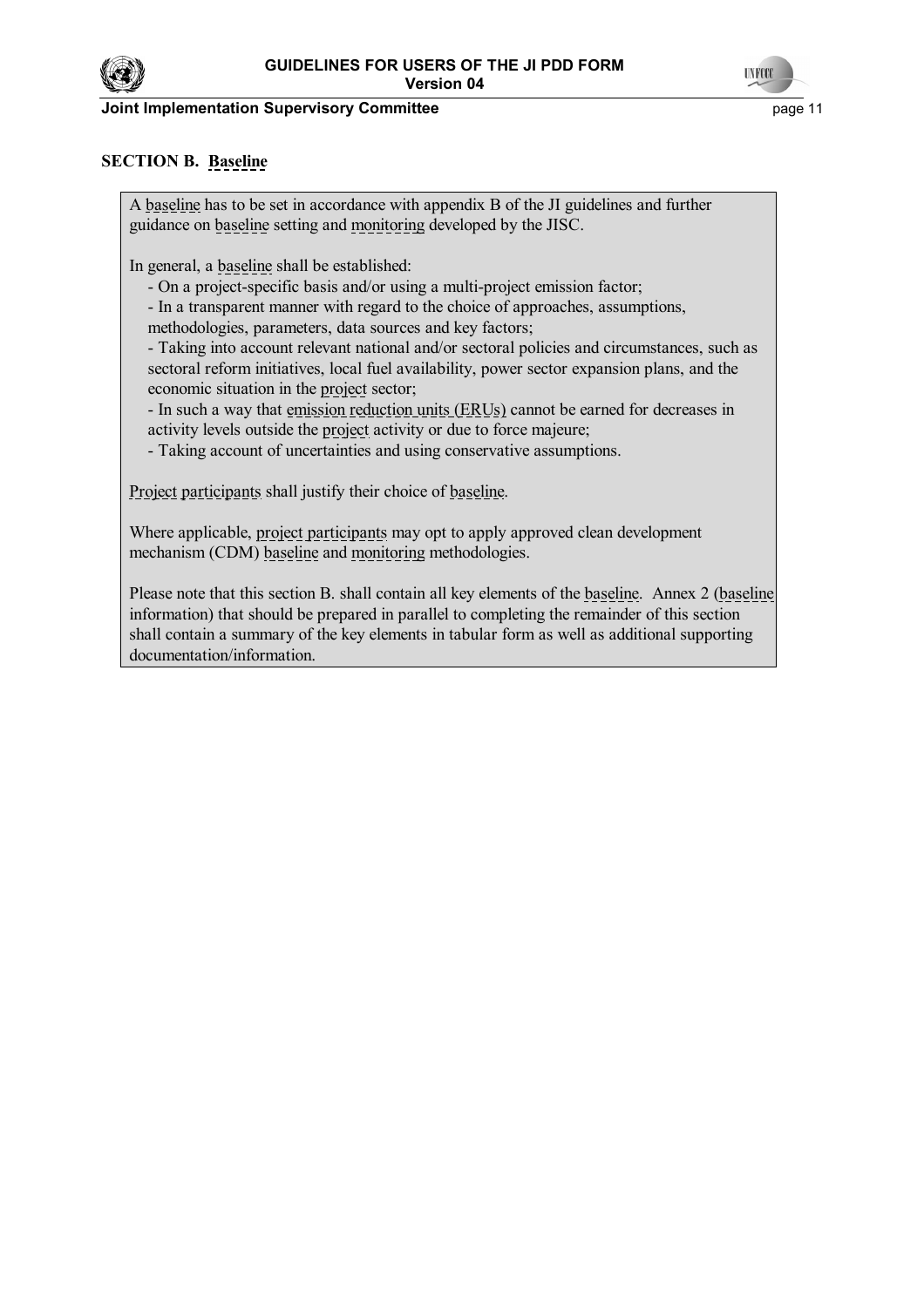## SECTION B. Baseline

A baseline has to be set in accordance with appendix B of the JI guidelines and further guidance on baseline setting and monitoring developed by the JISC.

In general, a baseline shall be established:

- On a project-specific basis and/or using a multi-project emission factor;
- In a transparent manner with regard to the choice of approaches, assumptions, methodologies, parameters, data sources and key factors;
- Taking into account relevant national and/or sectoral policies and circumstances, such as sectoral reform initiatives, local fuel availability, power sector expansion plans, and the economic situation in the project sector;
- In such a way that emission reduction units (ERUs) cannot be earned for decreases in activity levels outside the project activity or due to force majeure;
- Taking account of uncertainties and using conservative assumptions.

Project participants shall justify their choice of baseline.

Where applicable, project participants may opt to apply approved clean development mechanism (CDM) baseline and monitoring methodologies.

Please note that this section B. shall contain all key elements of the baseline. Annex 2 (baseline information) that should be prepared in parallel to completing the remainder of this section shall contain a summary of the key elements in tabular form as well as additional supporting documentation/information.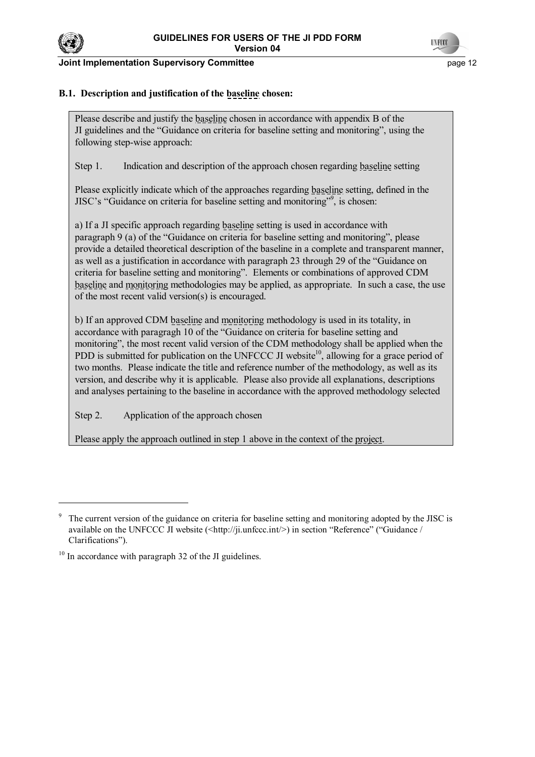### B.1. Description and justification of the baseline chosen:

Please describe and justify the baseline chosen in accordance with appendix B of the JI guidelines and the "Guidance on criteria for baseline setting and monitoring", using the following step-wise approach:

Step 1. Indication and description of the approach chosen regarding baseline setting

Please explicitly indicate which of the approaches regarding baseline setting, defined in the JISC's "Guidance on criteria for baseline setting and monitoring"[9], is chosen:

a) If a JI specific approach regarding baseline setting is used in accordance with paragraph 9 (a) of the "Guidance on criteria for baseline setting and monitoring", please provide a detailed theoretical description of the baseline in a complete and transparent manner, as well as a justification in accordance with paragraph 23 through 29 of the "Guidance on criteria for baseline setting and monitoring". Elements or combinations of approved CDM baseline and monitoring methodologies may be applied, as appropriate. In such a case, the use of the most recent valid version(s) is encouraged.

b) If an approved CDM baseline and monitoring methodology is used in its totality, in accordance with paragragh 10 of the "Guidance on criteria for baseline setting and monitoring", the most recent valid version of the CDM methodology shall be applied when the PDD is submitted for publication on the UNFCCC JI website[10], allowing for a grace period of two months. Please indicate the title and reference number of the methodology, as well as its version, and describe why it is applicable. Please also provide all explanations, descriptions and analyses pertaining to the baseline in accordance with the approved methodology selected

Step 2. Application of the approach chosen

Please apply the approach outlined in step 1 above in the context of the project.

---

[9] The current version of the guidance on criteria for baseline setting and monitoring adopted by the JISC is available on the UNFCCC JI website (<http://ji.unfccc.int/>) in section "Reference" ("Guidance / Clarifications").

[10] In accordance with paragraph 32 of the JI guidelines.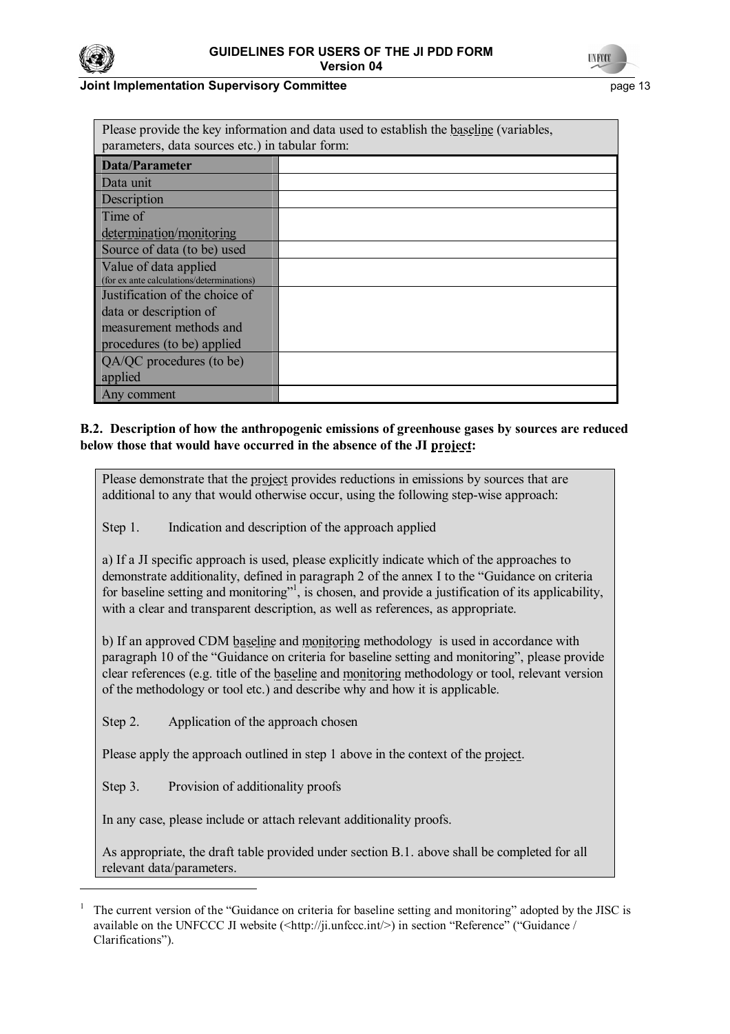Please provide the key information and data used to establish the baseline (variables, parameters, data sources etc.) in tabular form:

| Data/Parameter | |
|---|---|
| Data unit | |
| Description | |
| Time of determination/monitoring | |
| Source of data (to be) used | |
| Value of data applied (for ex ante calculations/determinations) | |
| Justification of the choice of data or description of measurement methods and procedures (to be) applied | |
| QA/QC procedures (to be) applied | |
| Any comment | |

**B.2. Description of how the anthropogenic emissions of greenhouse gases by sources are reduced below those that would have occurred in the absence of the JI project:**

Please demonstrate that the project provides reductions in emissions by sources that are additional to any that would otherwise occur, using the following step-wise approach:

Step 1. Indication and description of the approach applied

a) If a JI specific approach is used, please explicitly indicate which of the approaches to demonstrate additionality, defined in paragraph 2 of the annex I to the "Guidance on criteria for baseline setting and monitoring"[1], is chosen, and provide a justification of its applicability, with a clear and transparent description, as well as references, as appropriate.

b) If an approved CDM baseline and monitoring methodology is used in accordance with paragraph 10 of the "Guidance on criteria for baseline setting and monitoring", please provide clear references (e.g. title of the baseline and monitoring methodology or tool, relevant version of the methodology or tool etc.) and describe why and how it is applicable.

Step 2. Application of the approach chosen

Please apply the approach outlined in step 1 above in the context of the project.

Step 3. Provision of additionality proofs

In any case, please include or attach relevant additionality proofs.

As appropriate, the draft table provided under section B.1. above shall be completed for all relevant data/parameters.

[1] The current version of the "Guidance on criteria for baseline setting and monitoring" adopted by the JISC is available on the UNFCCC JI website (<http://ji.unfccc.int/>) in section "Reference" ("Guidance / Clarifications").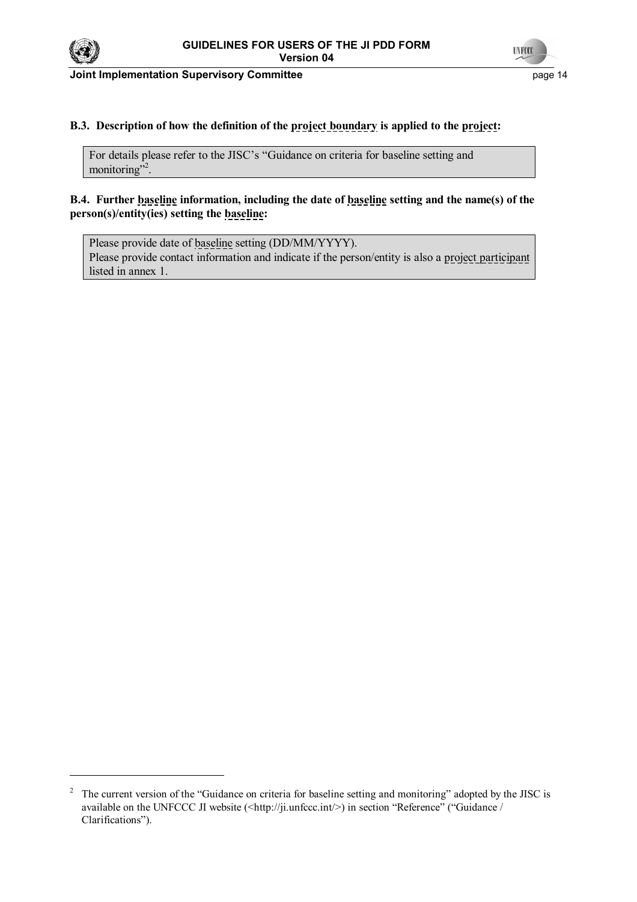**B.3. Description of how the definition of the project boundary is applied to the project:**

> For details please refer to the JISC's "Guidance on criteria for baseline setting and monitoring"[2].

**B.4. Further baseline information, including the date of baseline setting and the name(s) of the person(s)/entity(ies) setting the baseline:**

> Please provide date of baseline setting (DD/MM/YYYY).
> Please provide contact information and indicate if the person/entity is also a project participant listed in annex 1.

---

[2] The current version of the "Guidance on criteria for baseline setting and monitoring" adopted by the JISC is available on the UNFCCC JI website (<http://ji.unfccc.int/>) in section "Reference" ("Guidance / Clarifications").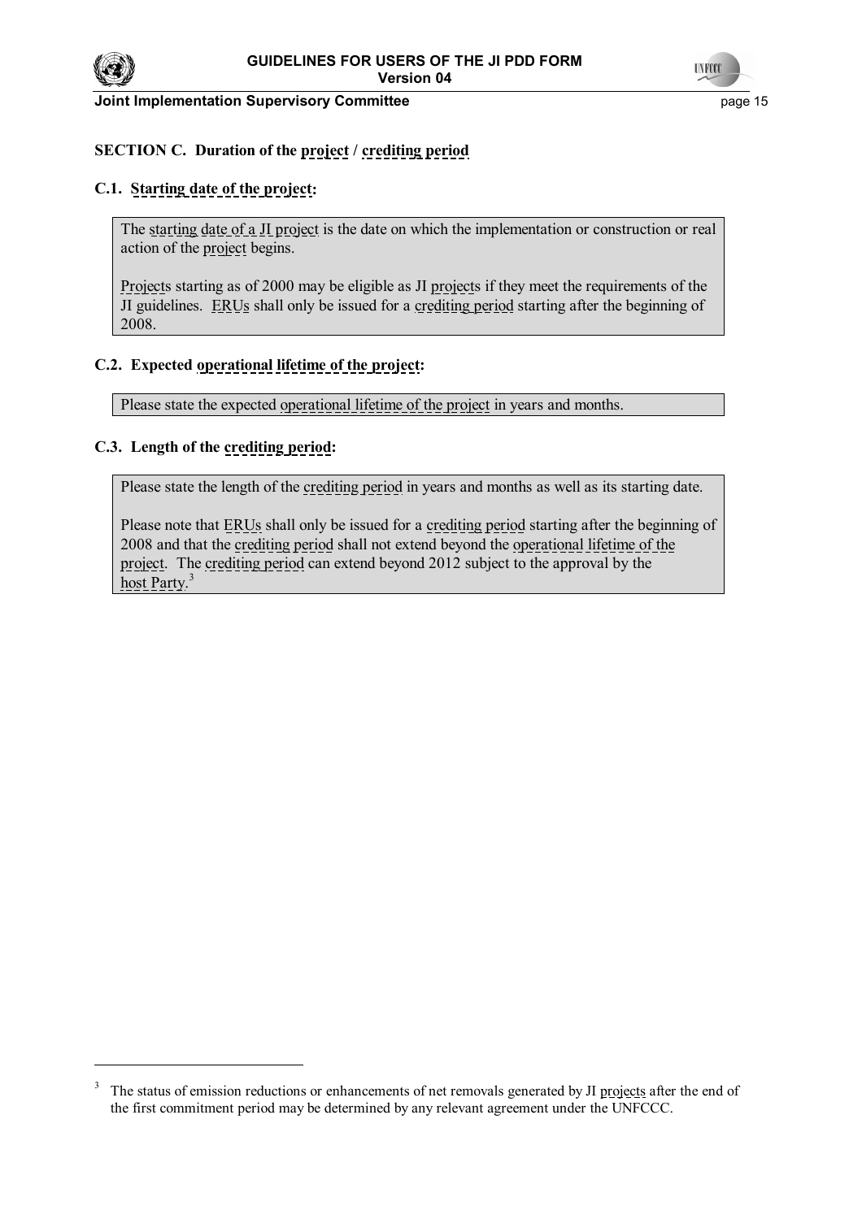## SECTION C. Duration of the project / crediting period

### C.1. Starting date of the project:

> The starting date of a JI project is the date on which the implementation or construction or real action of the project begins.
>
> Projects starting as of 2000 may be eligible as JI projects if they meet the requirements of the JI guidelines. ERUs shall only be issued for a crediting period starting after the beginning of 2008.

### C.2. Expected operational lifetime of the project:

> Please state the expected operational lifetime of the project in years and months.

### C.3. Length of the crediting period:

> Please state the length of the crediting period in years and months as well as its starting date.
>
> Please note that ERUs shall only be issued for a crediting period starting after the beginning of 2008 and that the crediting period shall not extend beyond the operational lifetime of the project. The crediting period can extend beyond 2012 subject to the approval by the host Party.[3]

---

[3] The status of emission reductions or enhancements of net removals generated by JI projects after the end of the first commitment period may be determined by any relevant agreement under the UNFCCC.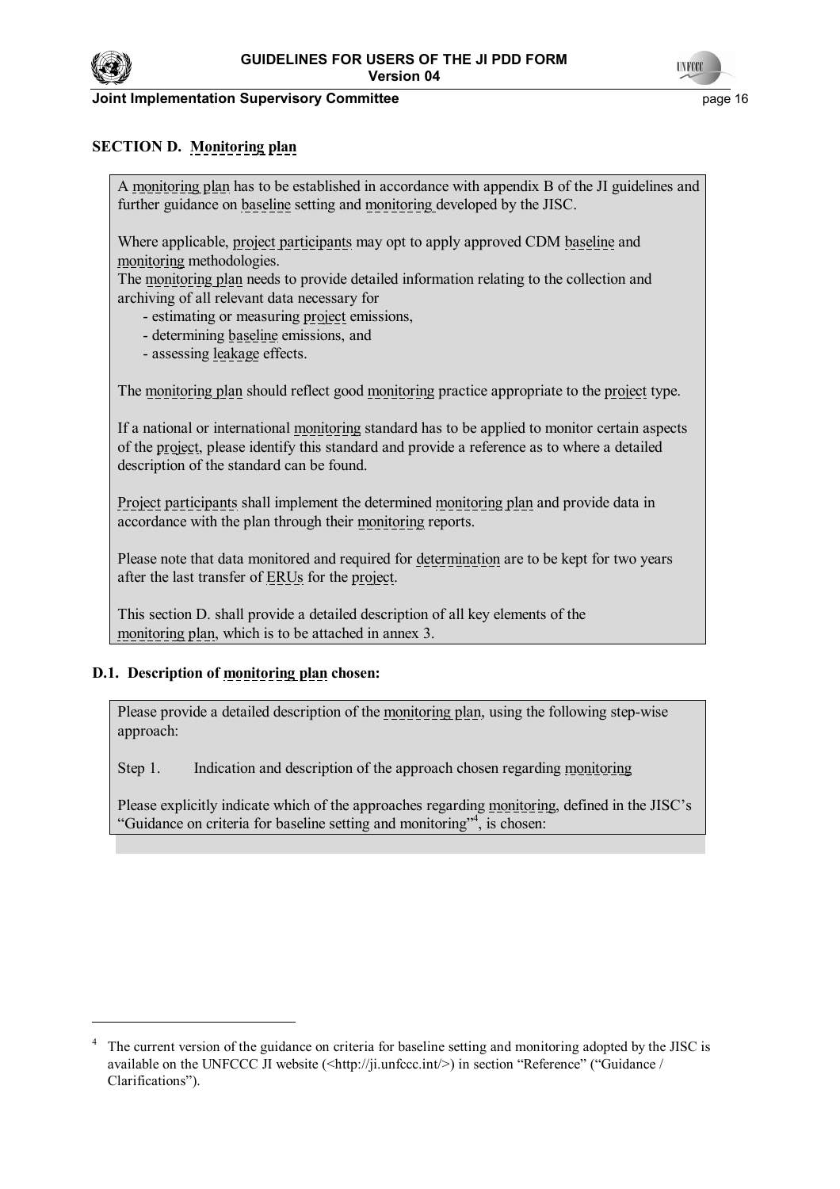## SECTION D. Monitoring plan

A monitoring plan has to be established in accordance with appendix B of the JI guidelines and further guidance on baseline setting and monitoring developed by the JISC.

Where applicable, project participants may opt to apply approved CDM baseline and monitoring methodologies.
The monitoring plan needs to provide detailed information relating to the collection and archiving of all relevant data necessary for

- estimating or measuring project emissions,
- determining baseline emissions, and
- assessing leakage effects.

The monitoring plan should reflect good monitoring practice appropriate to the project type.

If a national or international monitoring standard has to be applied to monitor certain aspects of the project, please identify this standard and provide a reference as to where a detailed description of the standard can be found.

Project participants shall implement the determined monitoring plan and provide data in accordance with the plan through their monitoring reports.

Please note that data monitored and required for determination are to be kept for two years after the last transfer of ERUs for the project.

This section D. shall provide a detailed description of all key elements of the monitoring plan, which is to be attached in annex 3.

### D.1. Description of monitoring plan chosen:

Please provide a detailed description of the monitoring plan, using the following step-wise approach:

Step 1. Indication and description of the approach chosen regarding monitoring

Please explicitly indicate which of the approaches regarding monitoring, defined in the JISC's "Guidance on criteria for baseline setting and monitoring"[4], is chosen:

---

[4] The current version of the guidance on criteria for baseline setting and monitoring adopted by the JISC is available on the UNFCCC JI website (<http://ji.unfccc.int/>) in section "Reference" ("Guidance / Clarifications").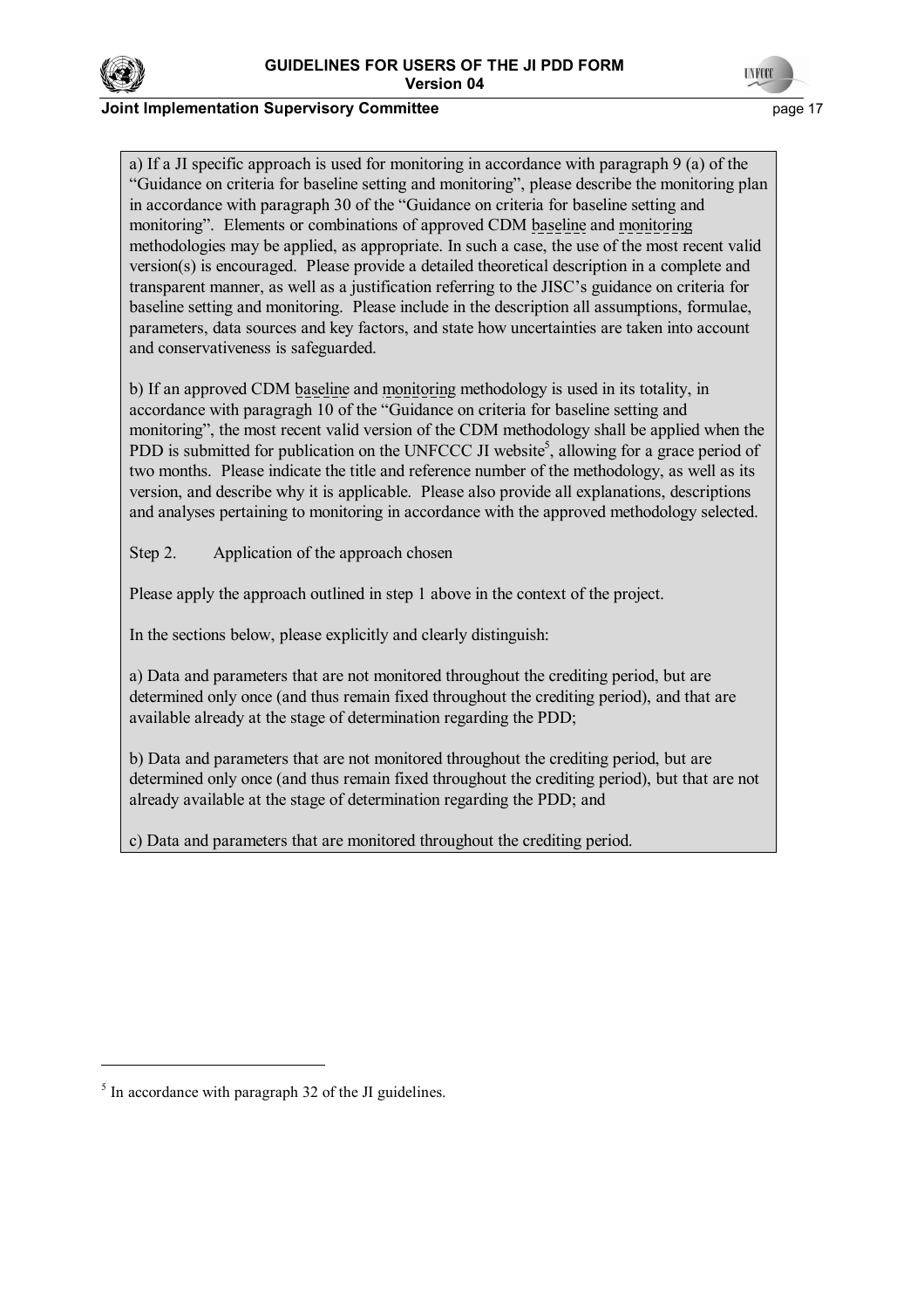a) If a JI specific approach is used for monitoring in accordance with paragraph 9 (a) of the "Guidance on criteria for baseline setting and monitoring", please describe the monitoring plan in accordance with paragraph 30 of the "Guidance on criteria for baseline setting and monitoring". Elements or combinations of approved CDM baseline and monitoring methodologies may be applied, as appropriate. In such a case, the use of the most recent valid version(s) is encouraged. Please provide a detailed theoretical description in a complete and transparent manner, as well as a justification referring to the JISC's guidance on criteria for baseline setting and monitoring. Please include in the description all assumptions, formulae, parameters, data sources and key factors, and state how uncertainties are taken into account and conservativeness is safeguarded.

b) If an approved CDM baseline and monitoring methodology is used in its totality, in accordance with paragragh 10 of the "Guidance on criteria for baseline setting and monitoring", the most recent valid version of the CDM methodology shall be applied when the PDD is submitted for publication on the UNFCCC JI website[5], allowing for a grace period of two months. Please indicate the title and reference number of the methodology, as well as its version, and describe why it is applicable. Please also provide all explanations, descriptions and analyses pertaining to monitoring in accordance with the approved methodology selected.

Step 2. Application of the approach chosen

Please apply the approach outlined in step 1 above in the context of the project.

In the sections below, please explicitly and clearly distinguish:

a) Data and parameters that are not monitored throughout the crediting period, but are determined only once (and thus remain fixed throughout the crediting period), and that are available already at the stage of determination regarding the PDD;

b) Data and parameters that are not monitored throughout the crediting period, but are determined only once (and thus remain fixed throughout the crediting period), but that are not already available at the stage of determination regarding the PDD; and

c) Data and parameters that are monitored throughout the crediting period.

---

[5] In accordance with paragraph 32 of the JI guidelines.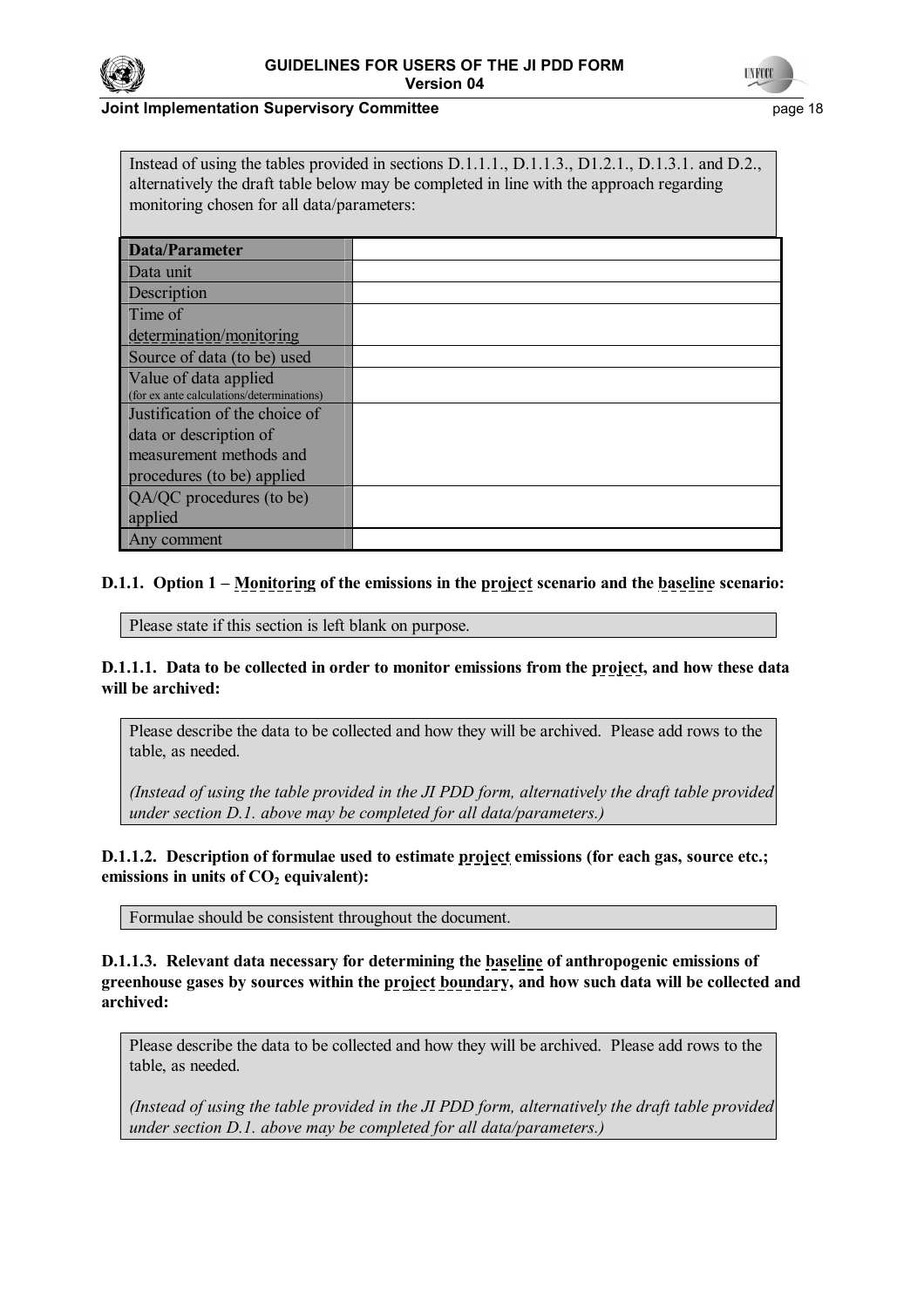Instead of using the tables provided in sections D.1.1.1., D.1.1.3., D1.2.1., D.1.3.1. and D.2., alternatively the draft table below may be completed in line with the approach regarding monitoring chosen for all data/parameters:

| **Data/Parameter** | |
|---|---|
| Data unit | |
| Description | |
| Time of determination/monitoring | |
| Source of data (to be) used | |
| Value of data applied (for ex ante calculations/determinations) | |
| Justification of the choice of data or description of measurement methods and procedures (to be) applied | |
| QA/QC procedures (to be) applied | |
| Any comment | |

**D.1.1. Option 1 – Monitoring of the emissions in the project scenario and the baseline scenario:**

Please state if this section is left blank on purpose.

**D.1.1.1. Data to be collected in order to monitor emissions from the project, and how these data will be archived:**

Please describe the data to be collected and how they will be archived. Please add rows to the table, as needed.

*(Instead of using the table provided in the JI PDD form, alternatively the draft table provided under section D.1. above may be completed for all data/parameters.)*

**D.1.1.2. Description of formulae used to estimate project emissions (for each gas, source etc.; emissions in units of $CO_2$ equivalent):**

Formulae should be consistent throughout the document.

**D.1.1.3. Relevant data necessary for determining the baseline of anthropogenic emissions of greenhouse gases by sources within the project boundary, and how such data will be collected and archived:**

Please describe the data to be collected and how they will be archived. Please add rows to the table, as needed.

*(Instead of using the table provided in the JI PDD form, alternatively the draft table provided under section D.1. above may be completed for all data/parameters.)*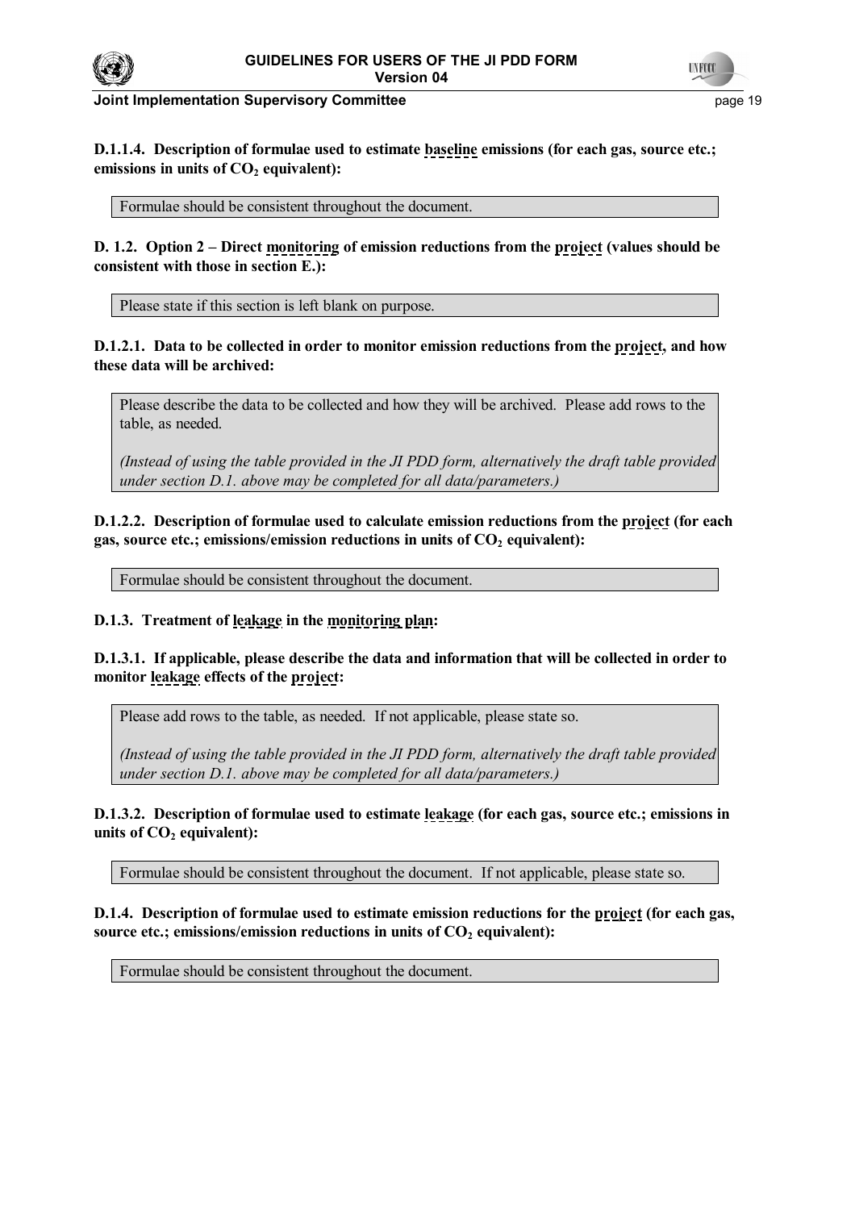**D.1.1.4. Description of formulae used to estimate baseline emissions (for each gas, source etc.; emissions in units of $CO_2$ equivalent):**

Formulae should be consistent throughout the document.

**D. 1.2. Option 2 – Direct monitoring of emission reductions from the project (values should be consistent with those in section E.):**

Please state if this section is left blank on purpose.

**D.1.2.1. Data to be collected in order to monitor emission reductions from the project, and how these data will be archived:**

Please describe the data to be collected and how they will be archived. Please add rows to the table, as needed.

*(Instead of using the table provided in the JI PDD form, alternatively the draft table provided under section D.1. above may be completed for all data/parameters.)*

**D.1.2.2. Description of formulae used to calculate emission reductions from the project (for each gas, source etc.; emissions/emission reductions in units of $CO_2$ equivalent):**

Formulae should be consistent throughout the document.

**D.1.3. Treatment of leakage in the monitoring plan:**

**D.1.3.1. If applicable, please describe the data and information that will be collected in order to monitor leakage effects of the project:**

Please add rows to the table, as needed. If not applicable, please state so.

*(Instead of using the table provided in the JI PDD form, alternatively the draft table provided under section D.1. above may be completed for all data/parameters.)*

**D.1.3.2. Description of formulae used to estimate leakage (for each gas, source etc.; emissions in units of $CO_2$ equivalent):**

Formulae should be consistent throughout the document. If not applicable, please state so.

**D.1.4. Description of formulae used to estimate emission reductions for the project (for each gas, source etc.; emissions/emission reductions in units of $CO_2$ equivalent):**

Formulae should be consistent throughout the document.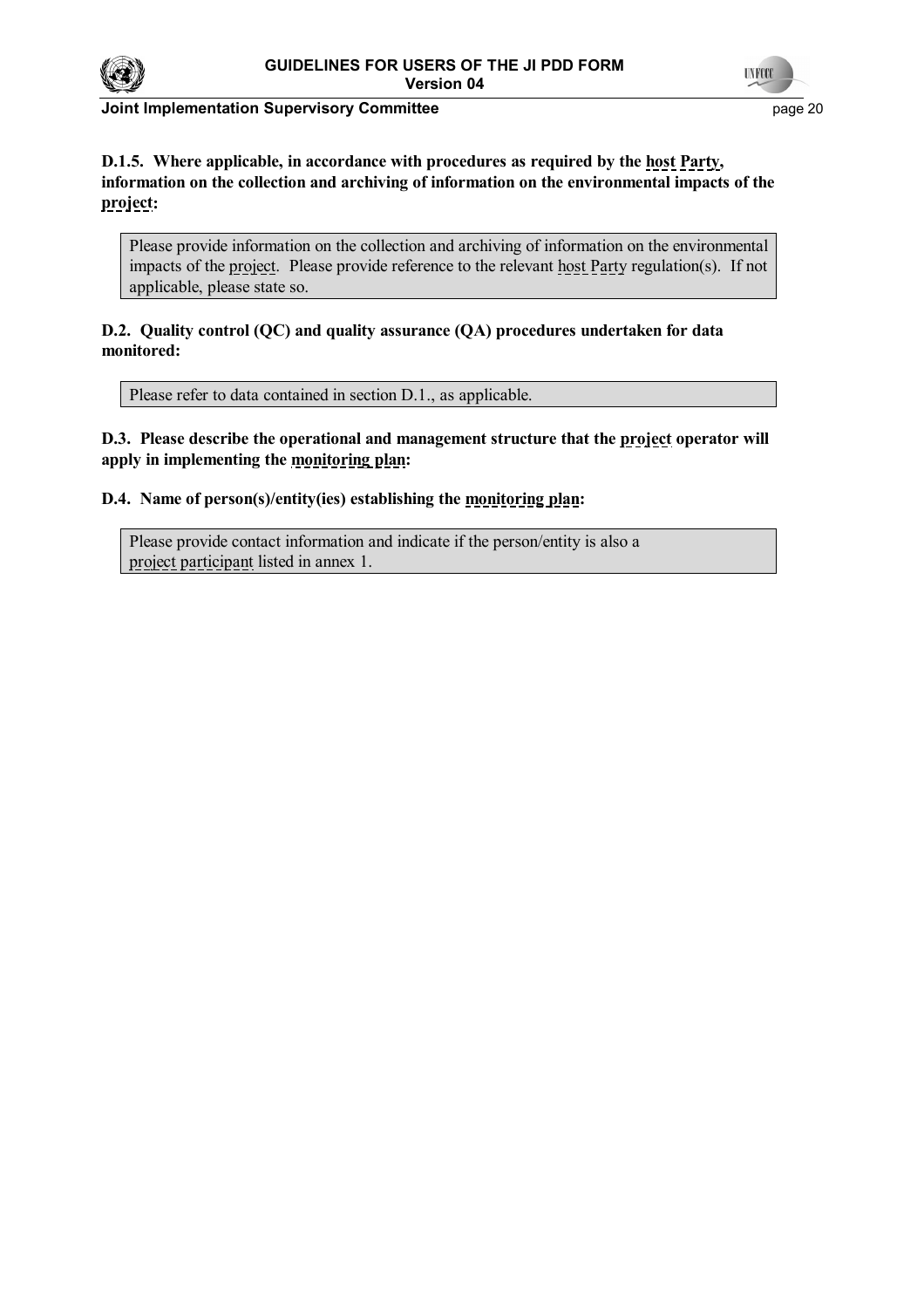**D.1.5. Where applicable, in accordance with procedures as required by the host Party, information on the collection and archiving of information on the environmental impacts of the project:**

> Please provide information on the collection and archiving of information on the environmental impacts of the project. Please provide reference to the relevant host Party regulation(s). If not applicable, please state so.

**D.2. Quality control (QC) and quality assurance (QA) procedures undertaken for data monitored:**

> Please refer to data contained in section D.1., as applicable.

**D.3. Please describe the operational and management structure that the project operator will apply in implementing the monitoring plan:**

**D.4. Name of person(s)/entity(ies) establishing the monitoring plan:**

> Please provide contact information and indicate if the person/entity is also a project participant listed in annex 1.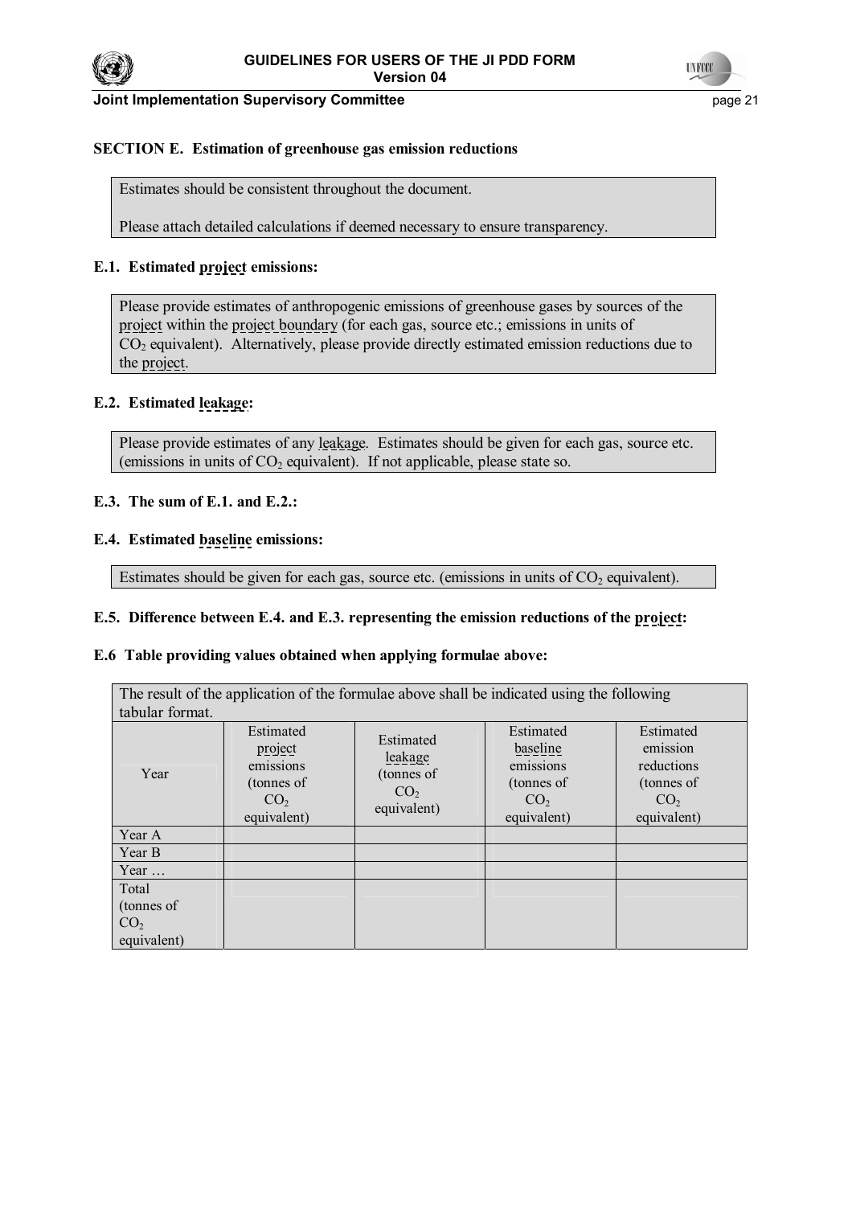## SECTION E. Estimation of greenhouse gas emission reductions

> Estimates should be consistent throughout the document.
>
> Please attach detailed calculations if deemed necessary to ensure transparency.

### E.1. Estimated project emissions:

> Please provide estimates of anthropogenic emissions of greenhouse gases by sources of the project within the project boundary (for each gas, source etc.; emissions in units of $CO_2$ equivalent). Alternatively, please provide directly estimated emission reductions due to the project.

### E.2. Estimated leakage:

> Please provide estimates of any leakage. Estimates should be given for each gas, source etc. (emissions in units of $CO_2$ equivalent). If not applicable, please state so.

### E.3. The sum of E.1. and E.2.:

### E.4. Estimated baseline emissions:

> Estimates should be given for each gas, source etc. (emissions in units of $CO_2$ equivalent).

### E.5. Difference between E.4. and E.3. representing the emission reductions of the project:

### E.6 Table providing values obtained when applying formulae above:

The result of the application of the formulae above shall be indicated using the following tabular format.

| Year | Estimated project emissions (tonnes of $CO_2$ equivalent) | Estimated leakage (tonnes of $CO_2$ equivalent) | Estimated baseline emissions (tonnes of $CO_2$ equivalent) | Estimated emission reductions (tonnes of $CO_2$ equivalent) |
|---|---|---|---|---|
| Year A | | | | |
| Year B | | | | |
| Year … | | | | |
| Total (tonnes of $CO_2$ equivalent) | | | | |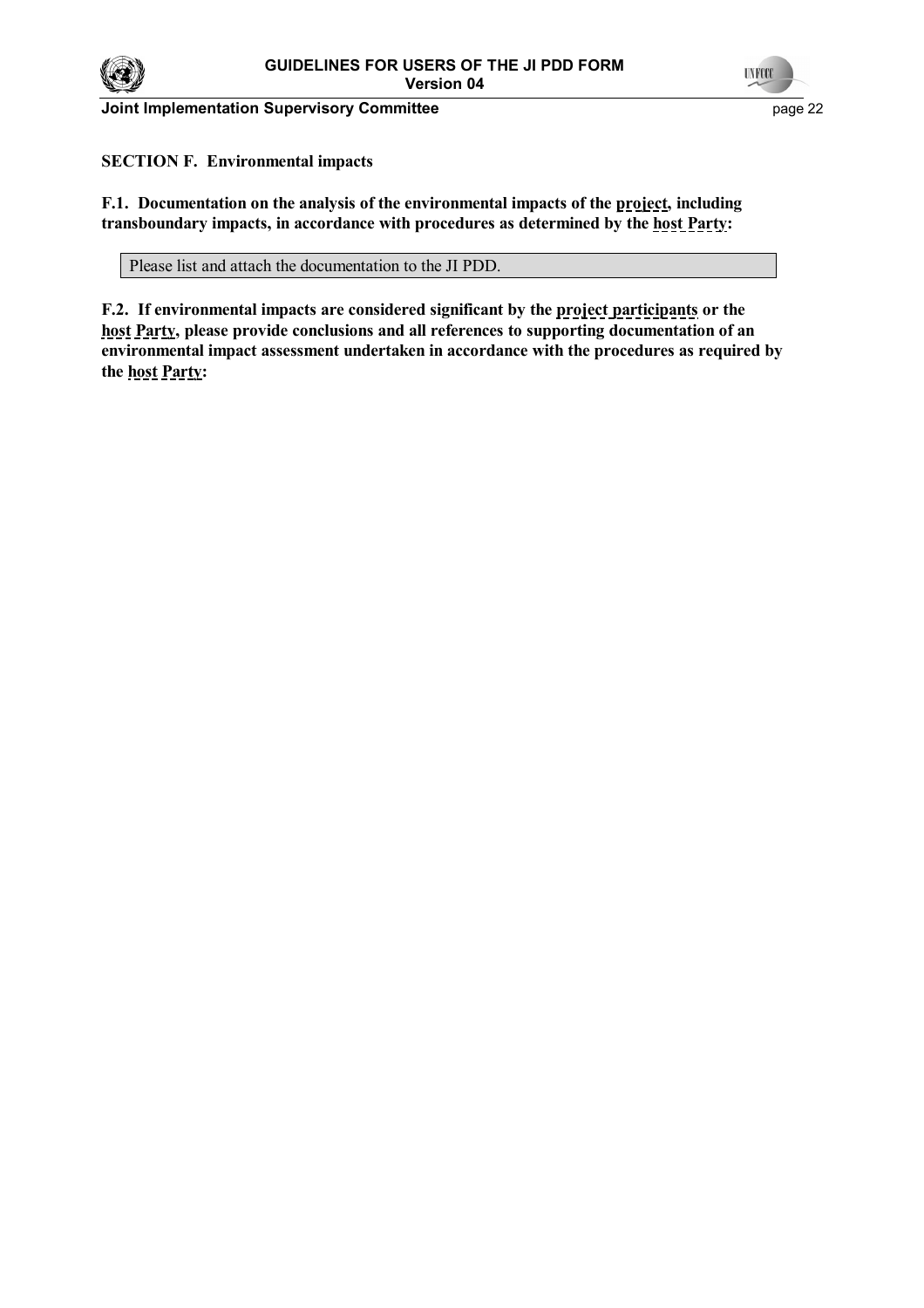## SECTION F. Environmental impacts

**F.1. Documentation on the analysis of the environmental impacts of the project, including transboundary impacts, in accordance with procedures as determined by the host Party:**

| Please list and attach the documentation to the JI PDD. |
|---|

**F.2. If environmental impacts are considered significant by the project participants or the host Party, please provide conclusions and all references to supporting documentation of an environmental impact assessment undertaken in accordance with the procedures as required by the host Party:**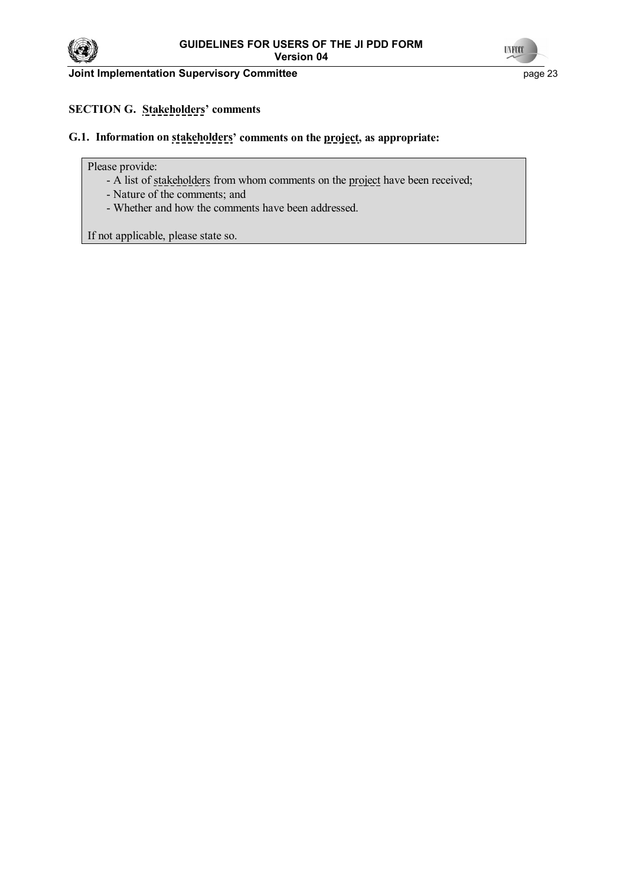## SECTION G. Stakeholders' comments

### G.1. Information on stakeholders' comments on the project, as appropriate:

Please provide:

- A list of stakeholders from whom comments on the project have been received;
- Nature of the comments; and
- Whether and how the comments have been addressed.

If not applicable, please state so.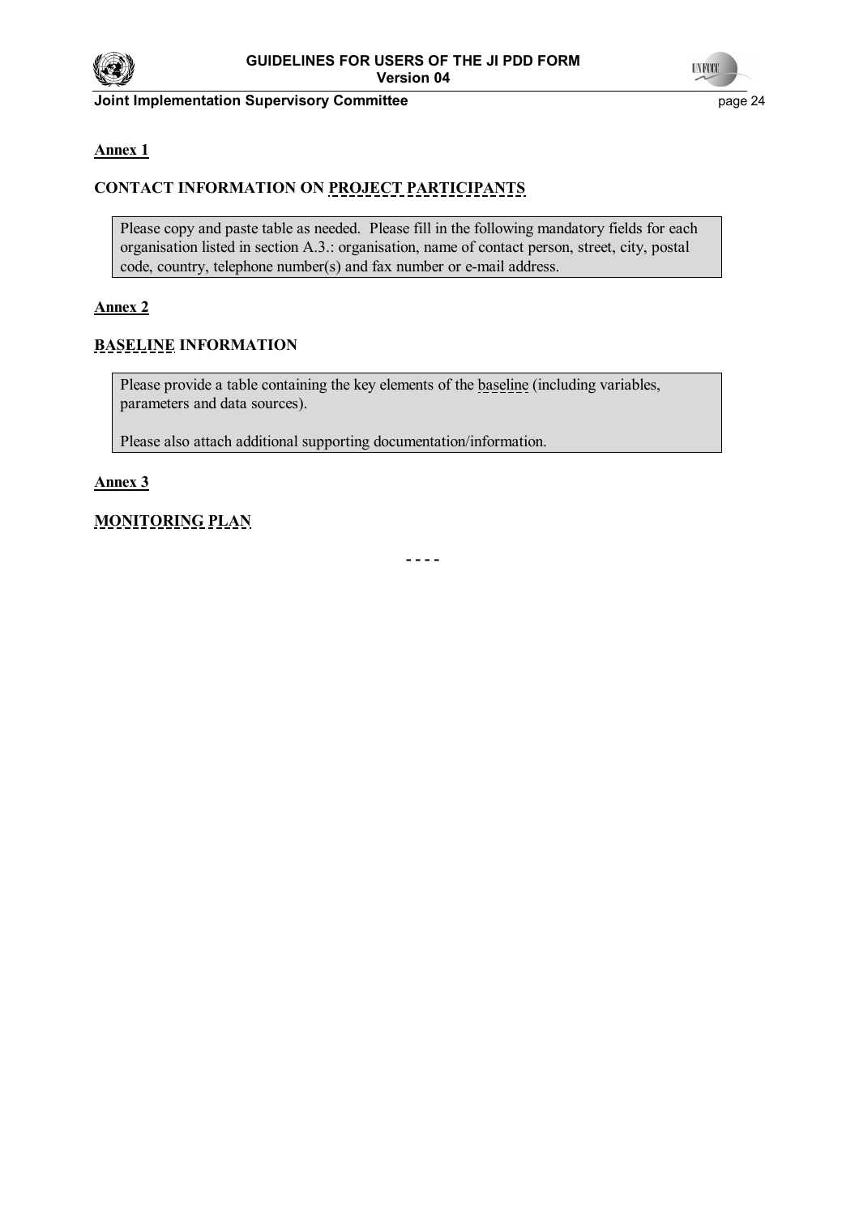**Annex 1**

**CONTACT INFORMATION ON PROJECT PARTICIPANTS**

> Please copy and paste table as needed. Please fill in the following mandatory fields for each organisation listed in section A.3.: organisation, name of contact person, street, city, postal code, country, telephone number(s) and fax number or e-mail address.

**Annex 2**

**BASELINE INFORMATION**

> Please provide a table containing the key elements of the baseline (including variables, parameters and data sources).
>
> Please also attach additional supporting documentation/information.

**Annex 3**

**MONITORING PLAN**

- - - -